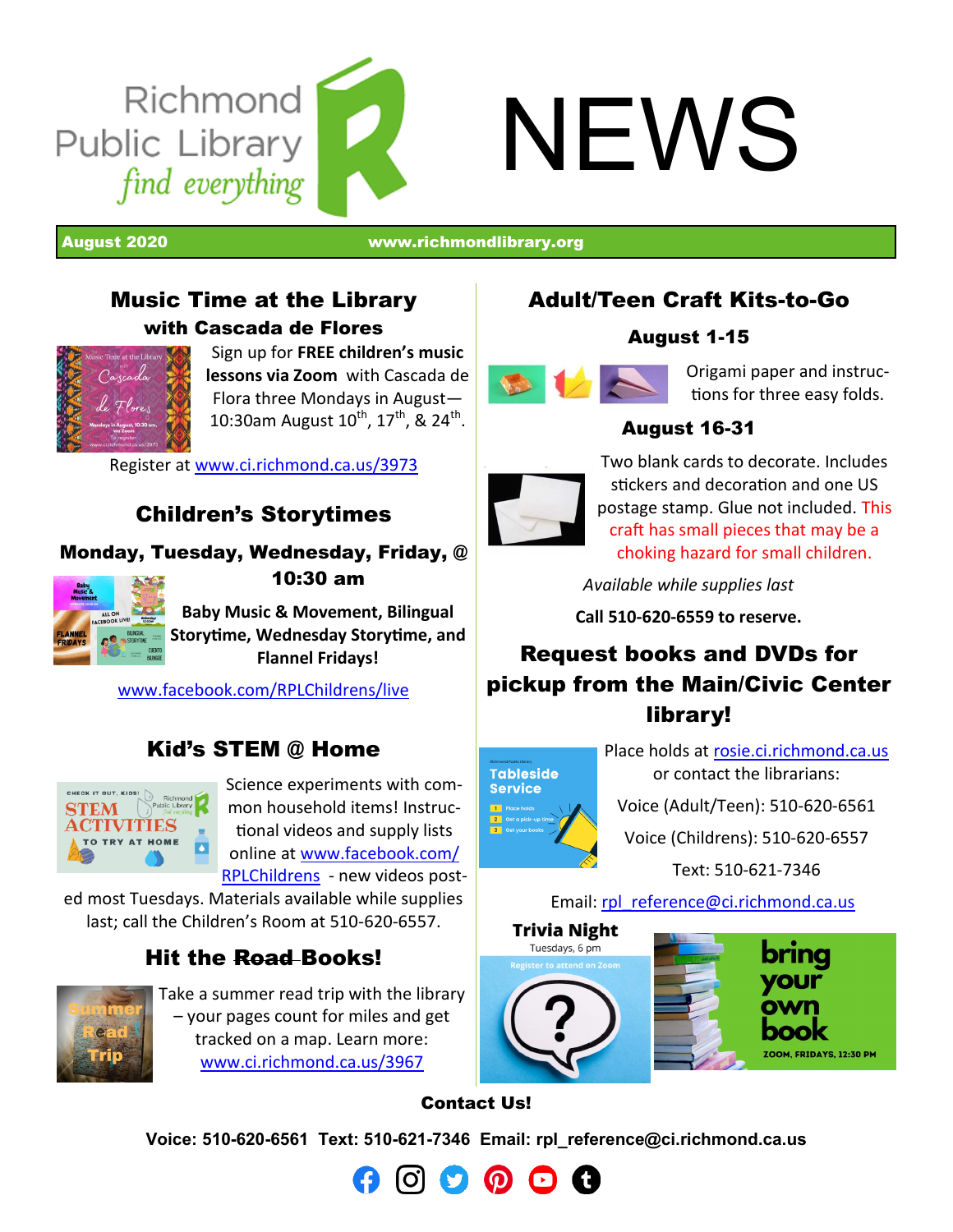# Richmond Public Library NEWS

*find everything*

**August 2020** www.richmondlibrary.org

## Music Time at the Library

### with Cascada de Flores

Sign up for **FREE children's music lessons via Zoom** with Cascada de Flora three Mondays in August—10:30am August 10th, 17th, & 24th.

Register at www.ci.richmond.ca.us/3973

## Children's Storytimes

### Monday, Tuesday, Wednesday, Friday, @ 10:30 am

**Baby Music & Movement, Bilingual Storytime, Wednesday Storytime, and Flannel Fridays!**

www.facebook.com/RPLChildrens/live

## Kid's STEM @ Home

Science experiments with common household items! Instructional videos and supply lists online at www.facebook.com/RPLChildrens - new videos posted most Tuesdays. Materials available while supplies last; call the Children's Room at 510-620-6557.

## Hit the ~~Road~~ Books!

Take a summer read trip with the library – your pages count for miles and get tracked on a map. Learn more: www.ci.richmond.ca.us/3967

## Adult/Teen Craft Kits-to-Go

### August 1-15

Origami paper and instructions for three easy folds.

### August 16-31

Two blank cards to decorate. Includes stickers and decoration and one US postage stamp. Glue not included. This craft has small pieces that may be a choking hazard for small children.

*Available while supplies last*

**Call 510-620-6559 to reserve.**

## Request books and DVDs for pickup from the Main/Civic Center library!

Place holds at rosie.ci.richmond.ca.us or contact the librarians:

Voice (Adult/Teen): 510-620-6561

Voice (Childrens): 510-620-6557

Text: 510-621-7346

Email: rpl_reference@ci.richmond.ca.us

**Trivia Night**

Tuesdays, 6 pm

Register to attend on Zoom

**bring your own book**

ZOOM, FRIDAYS, 12:30 PM

**Contact Us!**

**Voice: 510-620-6561 Text: 510-621-7346 Email: rpl_reference@ci.richmond.ca.us**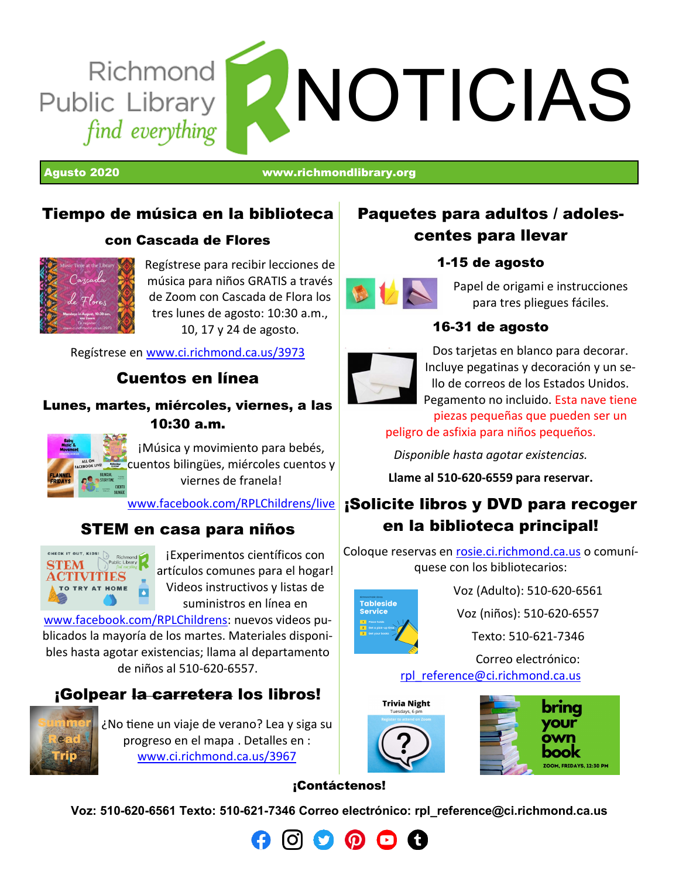Richmond Public Library *find everything*

# NOTICIAS

**Agosto 2020** **www.richmondlibrary.org**

## Tiempo de música en la biblioteca

### con Cascada de Flores

Regístrese para recibir lecciones de música para niños GRATIS a través de Zoom con Cascada de Flora los tres lunes de agosto: 10:30 a.m., 10, 17 y 24 de agosto.

Regístrese en www.ci.richmond.ca.us/3973

## Cuentos en línea

### Lunes, martes, miércoles, viernes, a las 10:30 a.m.

¡Música y movimiento para bebés, cuentos bilingües, miércoles cuentos y viernes de franela!

www.facebook.com/RPLChildrens/live

## STEM en casa para niños

¡Experimentos científicos con artículos comunes para el hogar! Videos instructivos y listas de suministros en línea en www.facebook.com/RPLChildrens: nuevos videos publicados la mayoría de los martes. Materiales disponibles hasta agotar existencias; llame al departamento de niños al 510-620-6557.

## ¡Golpear ~~la carretera~~ los libros!

¿No tiene un viaje de verano? Lea y siga su progreso en el mapa . Detalles en : www.ci.richmond.ca.us/3967

## Paquetes para adultos / adolescentes para llevar

### 1-15 de agosto

Papel de origami e instrucciones para tres pliegues fáciles.

### 16-31 de agosto

Dos tarjetas en blanco para decorar. Incluye pegatinas y decoración y un sello de correos de los Estados Unidos. Pegamento no incluido. Esta nave tiene piezas pequeñas que pueden ser un peligro de asfixia para niños pequeños.

*Disponible hasta agotar existencias.*

**Llame al 510-620-6559 para reservar.**

## ¡Solicite libros y DVD para recoger en la biblioteca principal!

Coloque reservas en rosie.ci.richmond.ca.us o comuníquese con los bibliotecarios:

Voz (Adulto): 510-620-6561

Voz (niños): 510-620-6557

Texto: 510-621-7346

Correo electrónico: rpl_reference@ci.richmond.ca.us

**¡Contáctenos!**

**Voz: 510-620-6561 Texto: 510-621-7346 Correo electrónico: rpl_reference@ci.richmond.ca.us**